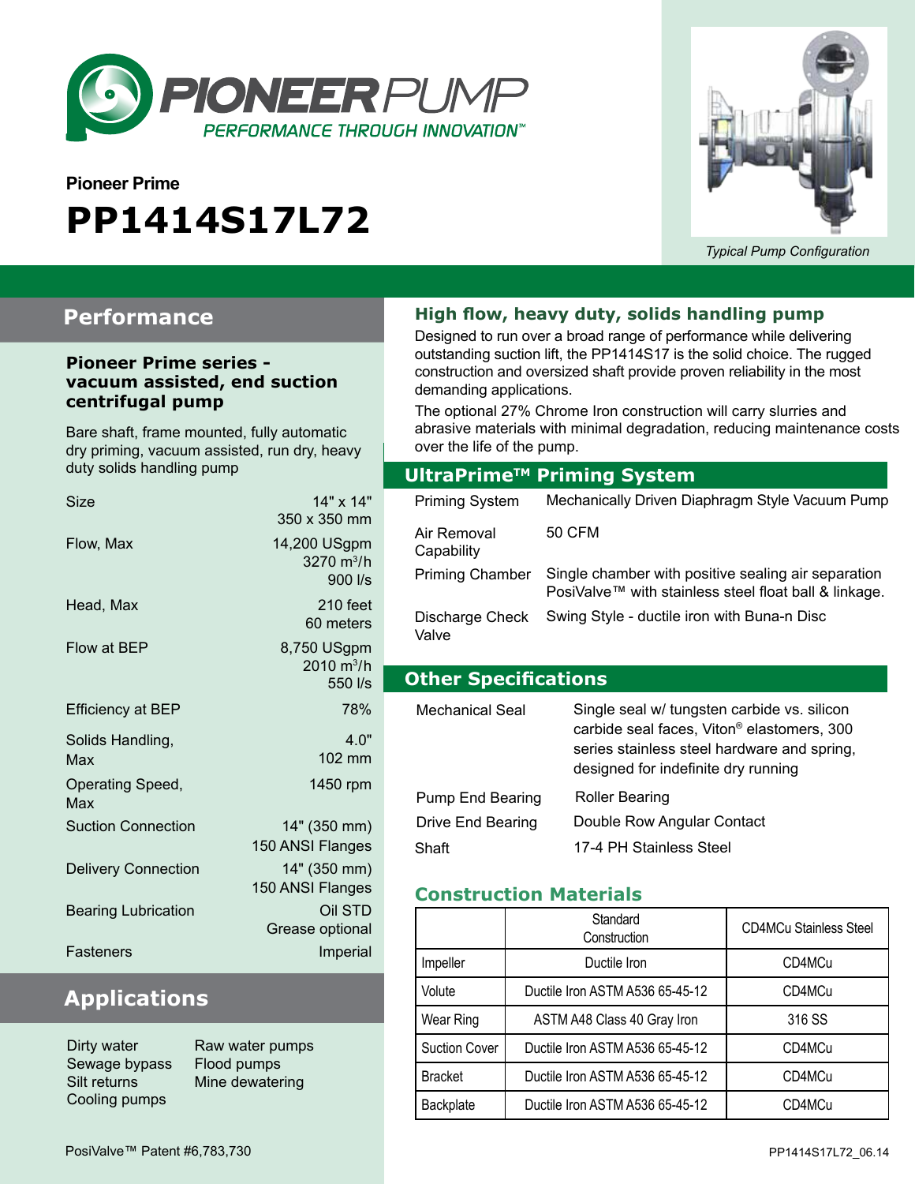PIONEER PUMP
PERFORMANCE THROUGH INNOVATION™

Pioneer Prime

# PP1414S17L72

*Typical Pump Configuration*

## Performance

### Pioneer Prime series - vacuum assisted, end suction centrifugal pump

Bare shaft, frame mounted, fully automatic dry priming, vacuum assisted, run dry, heavy duty solids handling pump

| | |
|---|---|
| Size | 14" x 14"<br>350 x 350 mm |
| Flow, Max | 14,200 USgpm<br>3270 $m^3/h$<br>900 l/s |
| Head, Max | 210 feet<br>60 meters |
| Flow at BEP | 8,750 USgpm<br>2010 $m^3/h$<br>550 l/s |
| Efficiency at BEP | 78% |
| Solids Handling, Max | 4.0"<br>102 mm |
| Operating Speed, Max | 1450 rpm |
| Suction Connection | 14" (350 mm)<br>150 ANSI Flanges |
| Delivery Connection | 14" (350 mm)<br>150 ANSI Flanges |
| Bearing Lubrication | Oil STD<br>Grease optional |
| Fasteners | Imperial |

## Applications

- Dirty water
- Sewage bypass
- Silt returns
- Cooling pumps
- Raw water pumps
- Flood pumps
- Mine dewatering

## High flow, heavy duty, solids handling pump

Designed to run over a broad range of performance while delivering outstanding suction lift, the PP1414S17 is the solid choice. The rugged construction and oversized shaft provide proven reliability in the most demanding applications.

The optional 27% Chrome Iron construction will carry slurries and abrasive materials with minimal degradation, reducing maintenance costs over the life of the pump.

## UltraPrime™ Priming System

| | |
|---|---|
| Priming System | Mechanically Driven Diaphragm Style Vacuum Pump |
| Air Removal Capability | 50 CFM |
| Priming Chamber | Single chamber with positive sealing air separation PosiValve™ with stainless steel float ball & linkage. |
| Discharge Check Valve | Swing Style - ductile iron with Buna-n Disc |

## Other Specifications

| | |
|---|---|
| Mechanical Seal | Single seal w/ tungsten carbide vs. silicon carbide seal faces, Viton® elastomers, 300 series stainless steel hardware and spring, designed for indefinite dry running |
| Pump End Bearing | Roller Bearing |
| Drive End Bearing | Double Row Angular Contact |
| Shaft | 17-4 PH Stainless Steel |

## Construction Materials

| | Standard Construction | CD4MCu Stainless Steel |
|---|---|---|
| Impeller | Ductile Iron | CD4MCu |
| Volute | Ductile Iron ASTM A536 65-45-12 | CD4MCu |
| Wear Ring | ASTM A48 Class 40 Gray Iron | 316 SS |
| Suction Cover | Ductile Iron ASTM A536 65-45-12 | CD4MCu |
| Bracket | Ductile Iron ASTM A536 65-45-12 | CD4MCu |
| Backplate | Ductile Iron ASTM A536 65-45-12 | CD4MCu |

PosiValve™ Patent #6,783,730

PP1414S17L72_06.14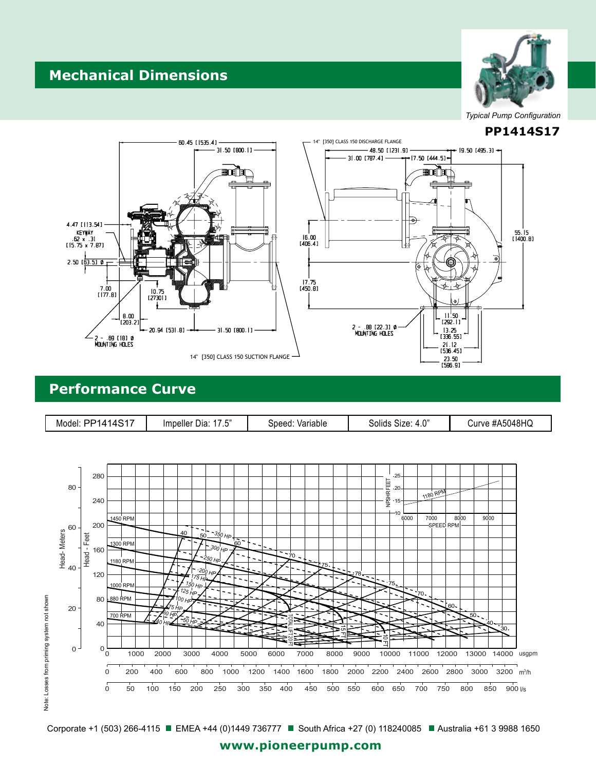## Mechanical Dimensions

*Typical Pump Configuration*

**PP1414S17**

60.45 [1535.4]
31.50 [800.1]
4.47 [113.54]
KEYWAY
.62 x .31
[15.75 x 7.87]
2.50 [63.5] Ø
7.00
[177.8]
10.75
[273.1]
8.00
[203.2]
20.94 [531.8]
31.50 [800.1]
2 - .69 [18] Ø
MOUNTING HOLES
14" [350] CLASS 150 SUCTION FLANGE

14" [350] CLASS 150 DISCHARGE FLANGE
48.50 [1231.9]
31.00 [787.4]
17.50 [444.5]
19.50 [495.3]
16.00
[406.4]
17.75
[450.8]
55.15
[1400.8]
2 - .88 [22.3] Ø
MOUNTING HOLES
11.50
[292.1]
13.25
[336.55]
21.12
[536.45]
23.50
[596.9]

## Performance Curve

| Model: PP1414S17 | Impeller Dia: 17.5" | Speed: Variable | Solids Size: 4.0" | Curve #A5048HQ |
|---|---|---|---|---|

Head- Meters: 0, 20, 40, 60, 80
Head - Feet: 0, 40, 80, 120, 160, 200, 240, 280
1450 RPM, 1300 RPM, 1180 RPM, 1000 RPM, 880 RPM, 700 RPM
40, 50, 60, 70, 75, 78, 75, 70, 60, 50, 40, 30
350 HP, 300 HP, 250 HP, 200 HP, 175 HP, 150 HP, 125 HP, 100 HP, 75 HP, 60 HP, 50 HP, 40 HP
TOTAL LIFT 20 FT, 15 FT, 10 FT
NPSHR FEET: 10, 15, 20, 25
1180 RPM
SPEED RPM: 6000, 7000, 8000, 9000
usgpm: 0, 1000, 2000, 3000, 4000, 5000, 6000, 7000, 8000, 9000, 10000, 11000, 12000, 13000, 14000
m³/h: 0, 200, 400, 600, 800, 1000, 1200, 1400, 1600, 1800, 2000, 2200, 2400, 2600, 2800, 3000, 3200
l/s: 0, 50, 100, 150, 200, 250, 300, 350, 400, 450, 500, 550, 600, 650, 700, 750, 800, 850, 900

Note: Losses from priming system not shown

Corporate +1 (503) 266-4115 ■ EMEA +44 (0)1449 736777 ■ South Africa +27 (0) 118240085 ■ Australia +61 3 9988 1650

**www.pioneerpump.com**